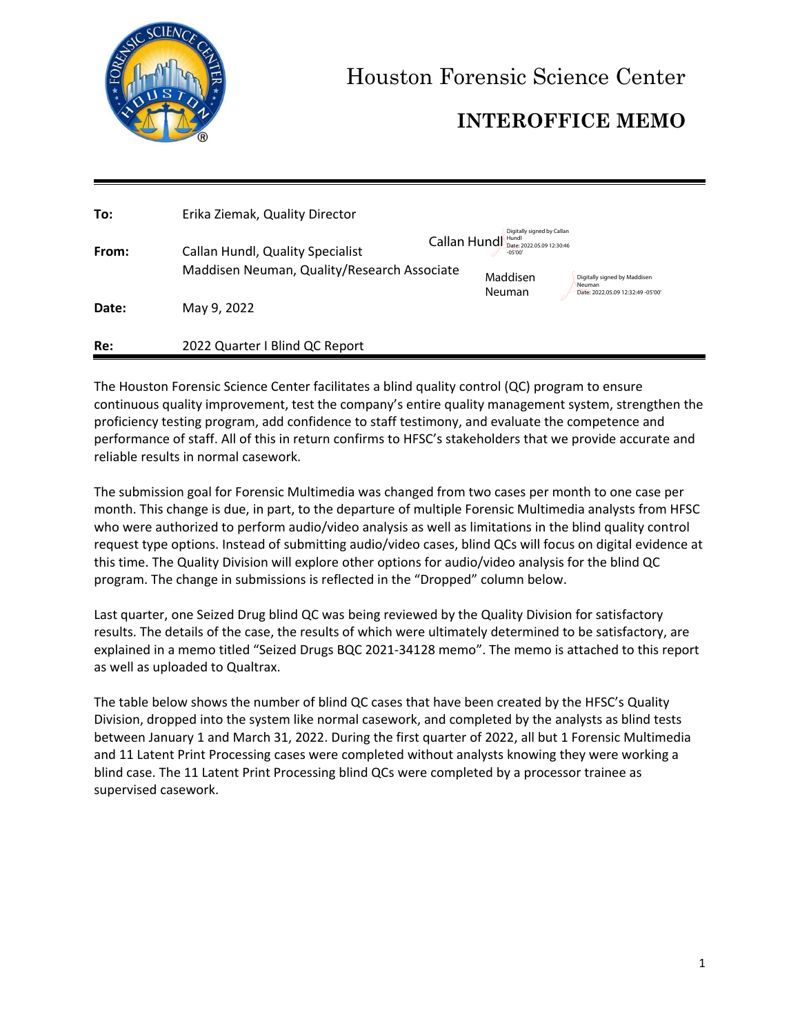# Houston Forensic Science Center

## INTEROFFICE MEMO

**To:** Erika Ziemak, Quality Director

**From:** Callan Hundl, Quality Specialist
Maddisen Neuman, Quality/Research Associate

Callan Hundl — Digitally signed by Callan Hundl Date: 2022.05.09 12:30:46 -05'00'

Maddisen Neuman — Digitally signed by Maddisen Neuman Date: 2022.05.09 12:32:49 -05'00'

**Date:** May 9, 2022

**Re:** 2022 Quarter I Blind QC Report

The Houston Forensic Science Center facilitates a blind quality control (QC) program to ensure continuous quality improvement, test the company's entire quality management system, strengthen the proficiency testing program, add confidence to staff testimony, and evaluate the competence and performance of staff. All of this in return confirms to HFSC's stakeholders that we provide accurate and reliable results in normal casework.

The submission goal for Forensic Multimedia was changed from two cases per month to one case per month. This change is due, in part, to the departure of multiple Forensic Multimedia analysts from HFSC who were authorized to perform audio/video analysis as well as limitations in the blind quality control request type options. Instead of submitting audio/video cases, blind QCs will focus on digital evidence at this time. The Quality Division will explore other options for audio/video analysis for the blind QC program. The change in submissions is reflected in the "Dropped" column below.

Last quarter, one Seized Drug blind QC was being reviewed by the Quality Division for satisfactory results. The details of the case, the results of which were ultimately determined to be satisfactory, are explained in a memo titled "Seized Drugs BQC 2021-34128 memo". The memo is attached to this report as well as uploaded to Qualtrax.

The table below shows the number of blind QC cases that have been created by the HFSC's Quality Division, dropped into the system like normal casework, and completed by the analysts as blind tests between January 1 and March 31, 2022. During the first quarter of 2022, all but 1 Forensic Multimedia and 11 Latent Print Processing cases were completed without analysts knowing they were working a blind case. The 11 Latent Print Processing blind QCs were completed by a processor trainee as supervised casework.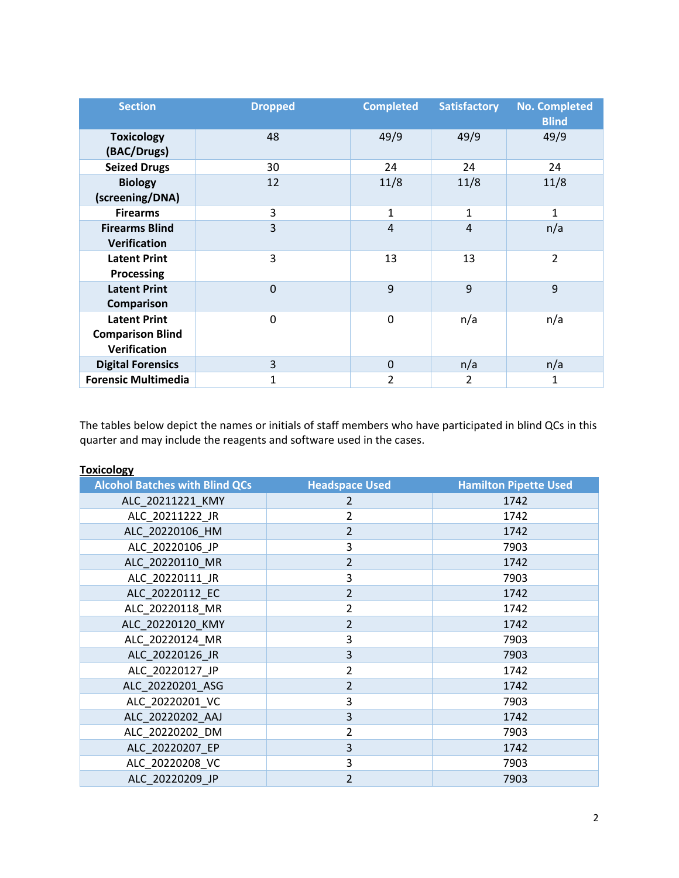| Section | Dropped | Completed | Satisfactory | No. Completed Blind |
|---|---|---|---|---|
| **Toxicology (BAC/Drugs)** | 48 | 49/9 | 49/9 | 49/9 |
| **Seized Drugs** | 30 | 24 | 24 | 24 |
| **Biology (screening/DNA)** | 12 | 11/8 | 11/8 | 11/8 |
| **Firearms** | 3 | 1 | 1 | 1 |
| **Firearms Blind Verification** | 3 | 4 | 4 | n/a |
| **Latent Print Processing** | 3 | 13 | 13 | 2 |
| **Latent Print Comparison** | 0 | 9 | 9 | 9 |
| **Latent Print Comparison Blind Verification** | 0 | 0 | n/a | n/a |
| **Digital Forensics** | 3 | 0 | n/a | n/a |
| **Forensic Multimedia** | 1 | 2 | 2 | 1 |

The tables below depict the names or initials of staff members who have participated in blind QCs in this quarter and may include the reagents and software used in the cases.

**Toxicology**

| Alcohol Batches with Blind QCs | Headspace Used | Hamilton Pipette Used |
|---|---|---|
| ALC_20211221_KMY | 2 | 1742 |
| ALC_20211222_JR | 2 | 1742 |
| ALC_20220106_HM | 2 | 1742 |
| ALC_20220106_JP | 3 | 7903 |
| ALC_20220110_MR | 2 | 1742 |
| ALC_20220111_JR | 3 | 7903 |
| ALC_20220112_EC | 2 | 1742 |
| ALC_20220118_MR | 2 | 1742 |
| ALC_20220120_KMY | 2 | 1742 |
| ALC_20220124_MR | 3 | 7903 |
| ALC_20220126_JR | 3 | 7903 |
| ALC_20220127_JP | 2 | 1742 |
| ALC_20220201_ASG | 2 | 1742 |
| ALC_20220201_VC | 3 | 7903 |
| ALC_20220202_AAJ | 3 | 1742 |
| ALC_20220202_DM | 2 | 7903 |
| ALC_20220207_EP | 3 | 1742 |
| ALC_20220208_VC | 3 | 7903 |
| ALC_20220209_JP | 2 | 7903 |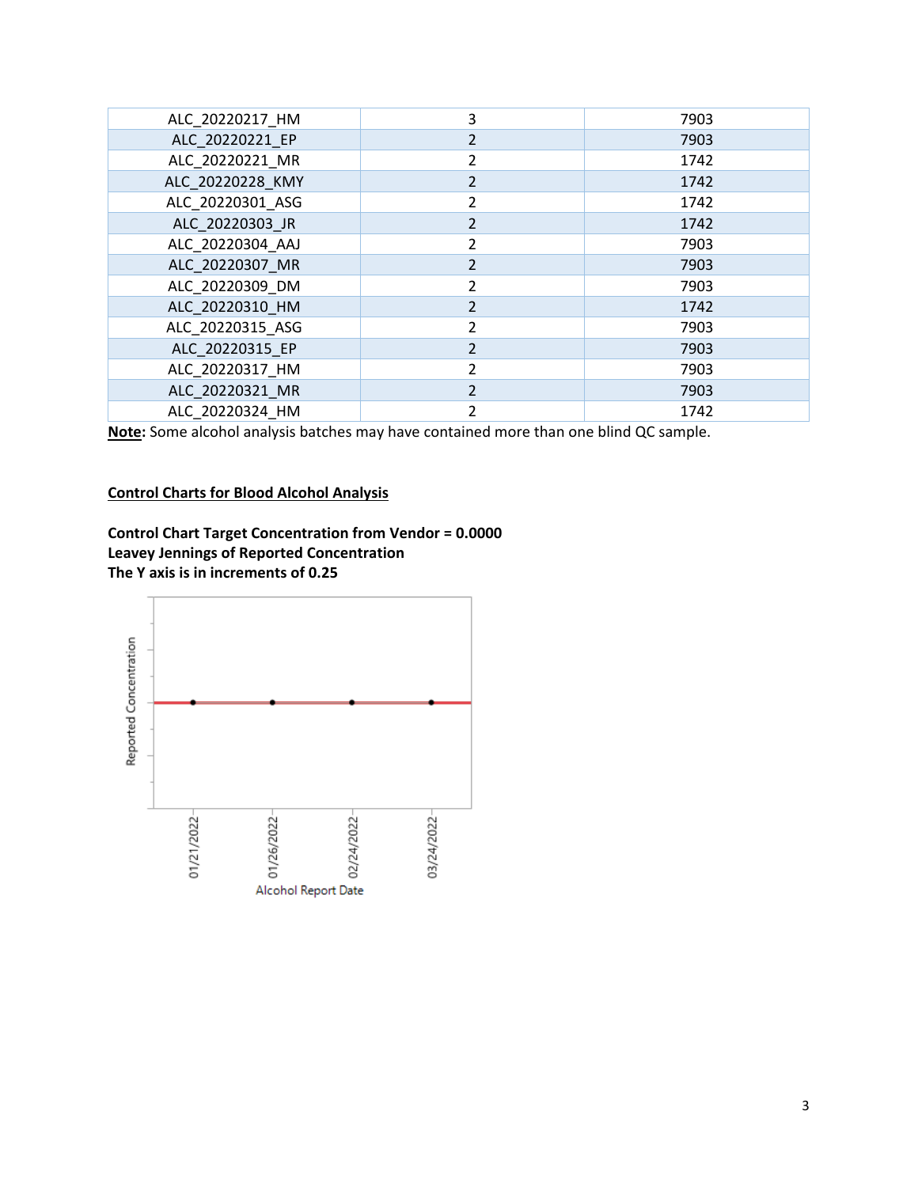| | | |
|---|---|---|
| ALC_20220217_HM | 3 | 7903 |
| ALC_20220221_EP | 2 | 7903 |
| ALC_20220221_MR | 2 | 1742 |
| ALC_20220228_KMY | 2 | 1742 |
| ALC_20220301_ASG | 2 | 1742 |
| ALC_20220303_JR | 2 | 1742 |
| ALC_20220304_AAJ | 2 | 7903 |
| ALC_20220307_MR | 2 | 7903 |
| ALC_20220309_DM | 2 | 7903 |
| ALC_20220310_HM | 2 | 1742 |
| ALC_20220315_ASG | 2 | 7903 |
| ALC_20220315_EP | 2 | 7903 |
| ALC_20220317_HM | 2 | 7903 |
| ALC_20220321_MR | 2 | 7903 |
| ALC_20220324_HM | 2 | 1742 |

**Note:** Some alcohol analysis batches may have contained more than one blind QC sample.

## Control Charts for Blood Alcohol Analysis

**Control Chart Target Concentration from Vendor = 0.0000**
**Leavey Jennings of Reported Concentration**
**The Y axis is in increments of 0.25**

Reported Concentration

01/21/2022 01/26/2022 02/24/2022 03/24/2022

Alcohol Report Date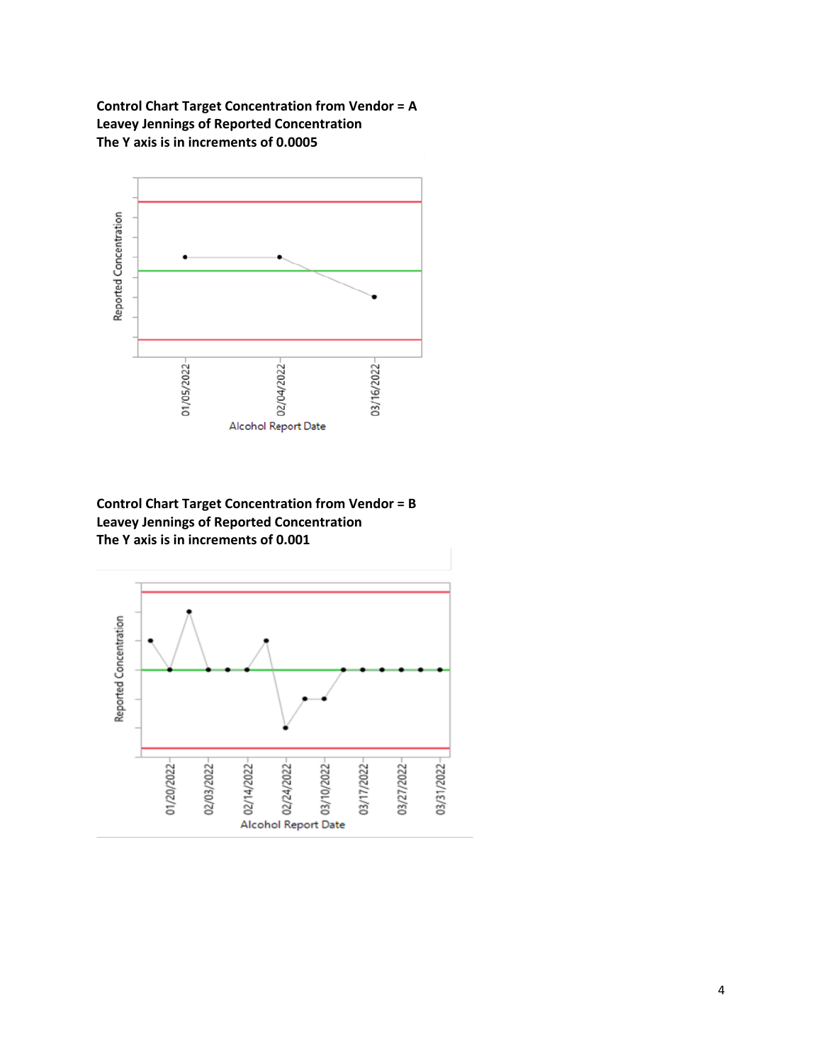**Control Chart Target Concentration from Vendor = A**
**Leavey Jennings of Reported Concentration**
**The Y axis is in increments of 0.0005**

**Control Chart Target Concentration from Vendor = B**
**Leavey Jennings of Reported Concentration**
**The Y axis is in increments of 0.001**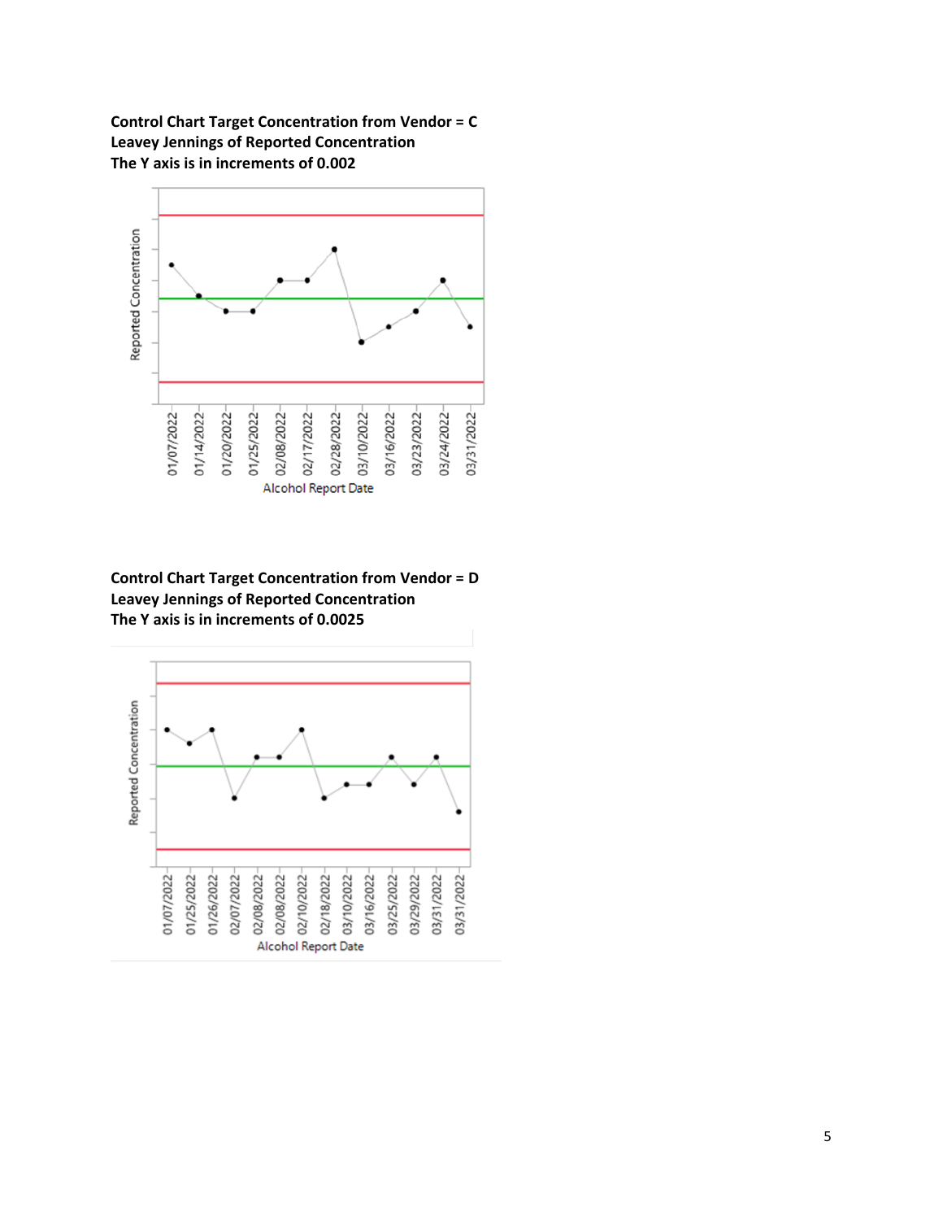**Control Chart Target Concentration from Vendor = C**
**Leavey Jennings of Reported Concentration**
**The Y axis is in increments of 0.002**

**Control Chart Target Concentration from Vendor = D**
**Leavey Jennings of Reported Concentration**
**The Y axis is in increments of 0.0025**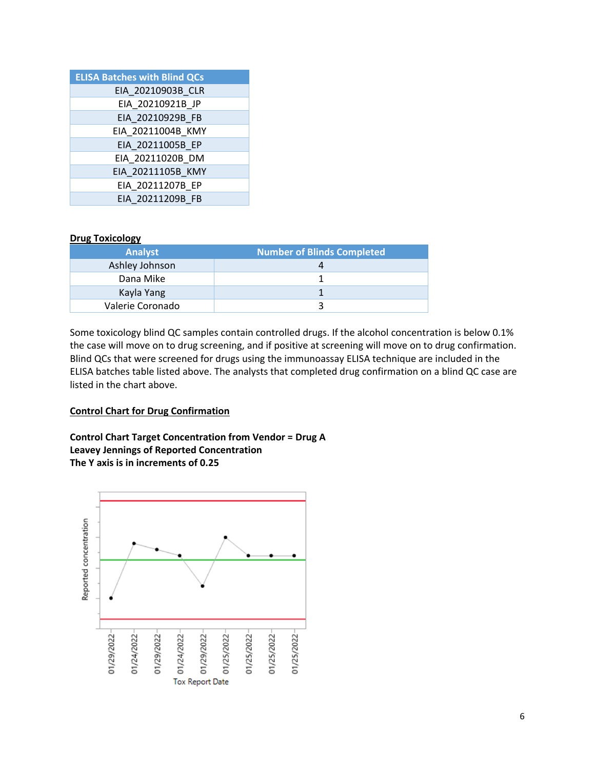| ELISA Batches with Blind QCs |
| --- |
| EIA_20210903B_CLR |
| EIA_20210921B_JP |
| EIA_20210929B_FB |
| EIA_20211004B_KMY |
| EIA_20211005B_EP |
| EIA_20211020B_DM |
| EIA_20211105B_KMY |
| EIA_20211207B_EP |
| EIA_20211209B_FB |

**Drug Toxicology**

| Analyst | Number of Blinds Completed |
| --- | --- |
| Ashley Johnson | 4 |
| Dana Mike | 1 |
| Kayla Yang | 1 |
| Valerie Coronado | 3 |

Some toxicology blind QC samples contain controlled drugs. If the alcohol concentration is below 0.1% the case will move on to drug screening, and if positive at screening will move on to drug confirmation. Blind QCs that were screened for drugs using the immunoassay ELISA technique are included in the ELISA batches table listed above. The analysts that completed drug confirmation on a blind QC case are listed in the chart above.

**Control Chart for Drug Confirmation**

**Control Chart Target Concentration from Vendor = Drug A**
**Leavey Jennings of Reported Concentration**
**The Y axis is in increments of 0.25**

Reported concentration

01/29/2022 01/24/2022 01/29/2022 01/24/2022 01/29/2022 01/25/2022 01/25/2022 01/25/2022 01/25/2022

Tox Report Date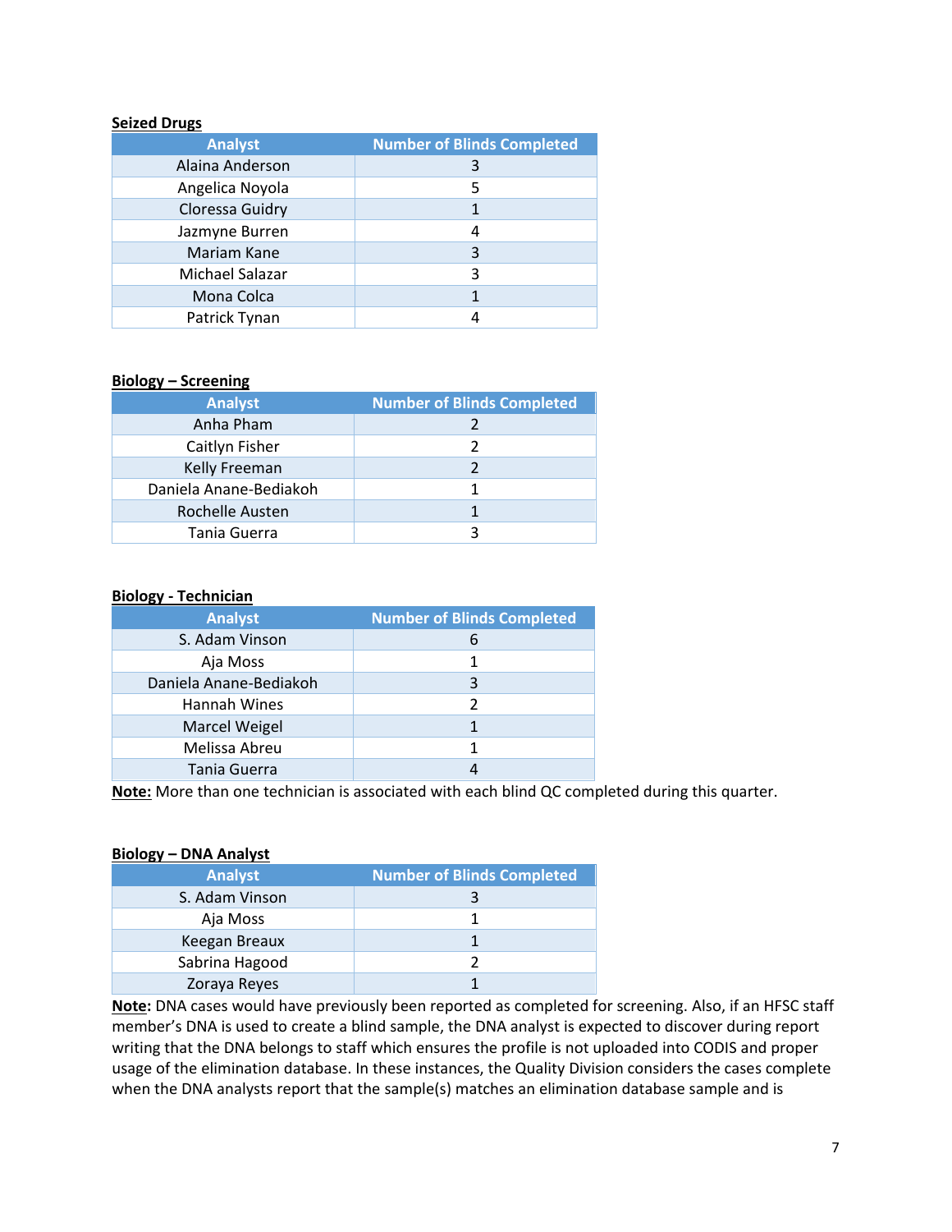**Seized Drugs**

| Analyst | Number of Blinds Completed |
| --- | --- |
| Alaina Anderson | 3 |
| Angelica Noyola | 5 |
| Cloressa Guidry | 1 |
| Jazmyne Burren | 4 |
| Mariam Kane | 3 |
| Michael Salazar | 3 |
| Mona Colca | 1 |
| Patrick Tynan | 4 |

**Biology – Screening**

| Analyst | Number of Blinds Completed |
| --- | --- |
| Anha Pham | 2 |
| Caitlyn Fisher | 2 |
| Kelly Freeman | 2 |
| Daniela Anane-Bediakoh | 1 |
| Rochelle Austen | 1 |
| Tania Guerra | 3 |

**Biology - Technician**

| Analyst | Number of Blinds Completed |
| --- | --- |
| S. Adam Vinson | 6 |
| Aja Moss | 1 |
| Daniela Anane-Bediakoh | 3 |
| Hannah Wines | 2 |
| Marcel Weigel | 1 |
| Melissa Abreu | 1 |
| Tania Guerra | 4 |

**Note:** More than one technician is associated with each blind QC completed during this quarter.

**Biology – DNA Analyst**

| Analyst | Number of Blinds Completed |
| --- | --- |
| S. Adam Vinson | 3 |
| Aja Moss | 1 |
| Keegan Breaux | 1 |
| Sabrina Hagood | 2 |
| Zoraya Reyes | 1 |

**Note:** DNA cases would have previously been reported as completed for screening. Also, if an HFSC staff member's DNA is used to create a blind sample, the DNA analyst is expected to discover during report writing that the DNA belongs to staff which ensures the profile is not uploaded into CODIS and proper usage of the elimination database. In these instances, the Quality Division considers the cases complete when the DNA analysts report that the sample(s) matches an elimination database sample and is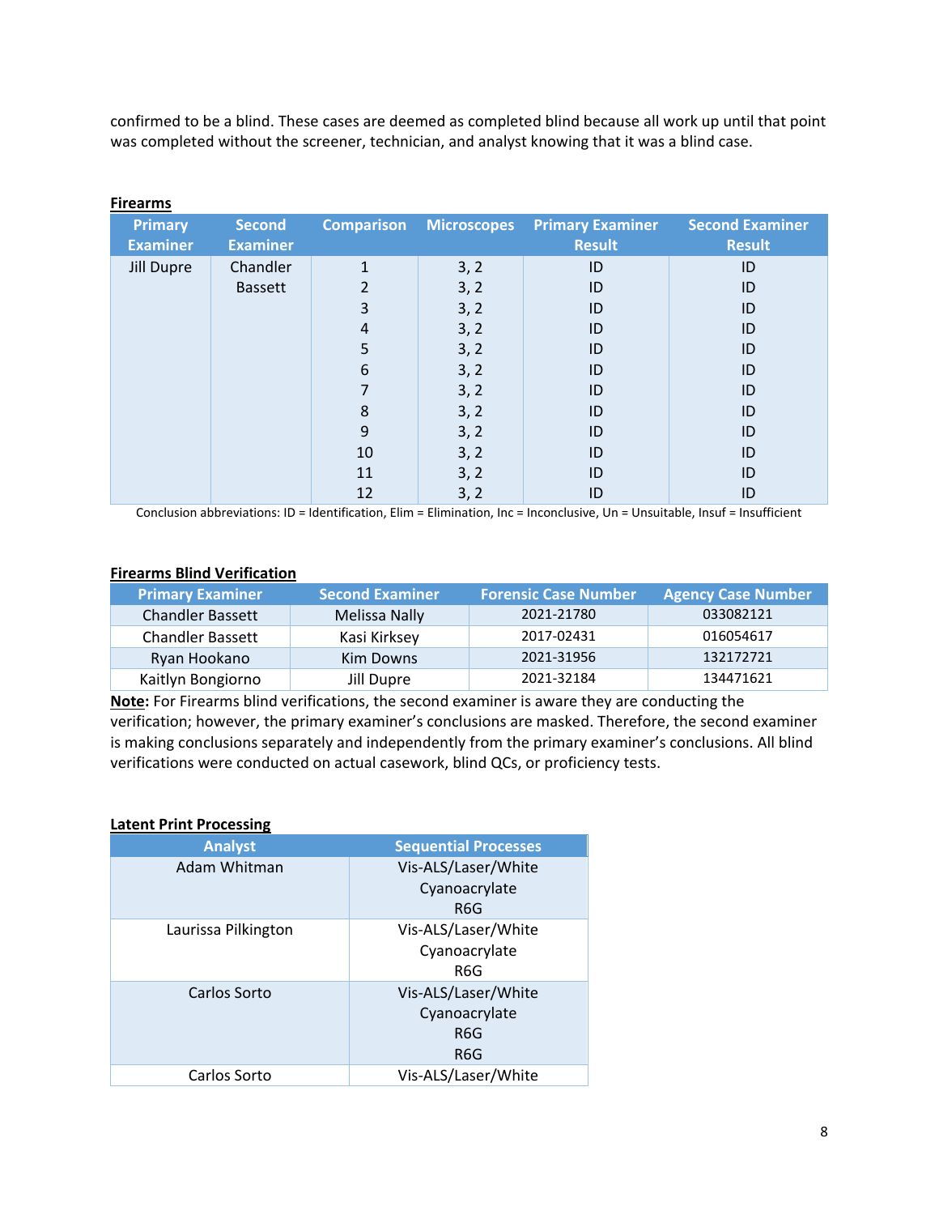confirmed to be a blind. These cases are deemed as completed blind because all work up until that point was completed without the screener, technician, and analyst knowing that it was a blind case.

**Firearms**

| Primary Examiner | Second Examiner | Comparison | Microscopes | Primary Examiner Result | Second Examiner Result |
|---|---|---|---|---|---|
| Jill Dupre | Chandler Bassett | 1 | 3, 2 | ID | ID |
| | | 2 | 3, 2 | ID | ID |
| | | 3 | 3, 2 | ID | ID |
| | | 4 | 3, 2 | ID | ID |
| | | 5 | 3, 2 | ID | ID |
| | | 6 | 3, 2 | ID | ID |
| | | 7 | 3, 2 | ID | ID |
| | | 8 | 3, 2 | ID | ID |
| | | 9 | 3, 2 | ID | ID |
| | | 10 | 3, 2 | ID | ID |
| | | 11 | 3, 2 | ID | ID |
| | | 12 | 3, 2 | ID | ID |

Conclusion abbreviations: ID = Identification, Elim = Elimination, Inc = Inconclusive, Un = Unsuitable, Insuf = Insufficient

**Firearms Blind Verification**

| Primary Examiner | Second Examiner | Forensic Case Number | Agency Case Number |
|---|---|---|---|
| Chandler Bassett | Melissa Nally | 2021-21780 | 033082121 |
| Chandler Bassett | Kasi Kirksey | 2017-02431 | 016054617 |
| Ryan Hookano | Kim Downs | 2021-31956 | 132172721 |
| Kaitlyn Bongiorno | Jill Dupre | 2021-32184 | 134471621 |

**Note:** For Firearms blind verifications, the second examiner is aware they are conducting the verification; however, the primary examiner's conclusions are masked. Therefore, the second examiner is making conclusions separately and independently from the primary examiner's conclusions. All blind verifications were conducted on actual casework, blind QCs, or proficiency tests.

**Latent Print Processing**

| Analyst | Sequential Processes |
|---|---|
| Adam Whitman | Vis-ALS/Laser/White<br>Cyanoacrylate<br>R6G |
| Laurissa Pilkington | Vis-ALS/Laser/White<br>Cyanoacrylate<br>R6G |
| Carlos Sorto | Vis-ALS/Laser/White<br>Cyanoacrylate<br>R6G<br>R6G |
| Carlos Sorto | Vis-ALS/Laser/White |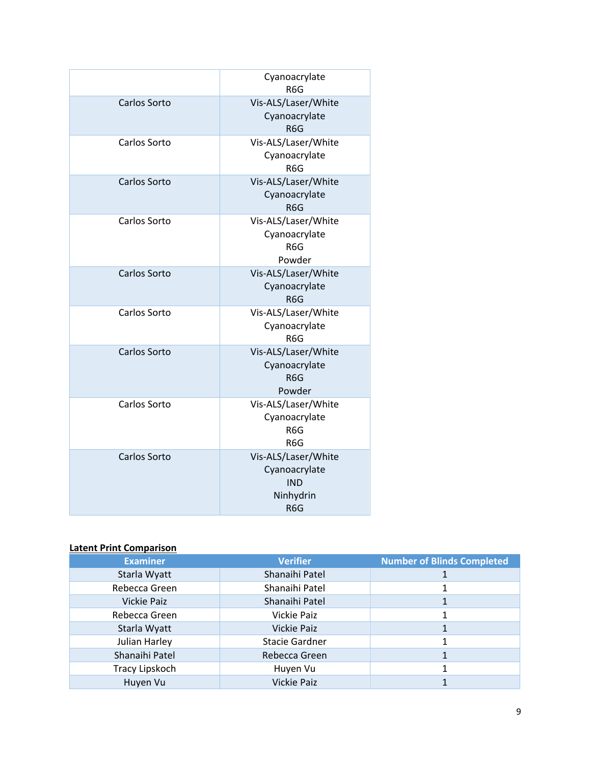| | |
|---|---|
| | Cyanoacrylate<br>R6G |
| Carlos Sorto | Vis-ALS/Laser/White<br>Cyanoacrylate<br>R6G |
| Carlos Sorto | Vis-ALS/Laser/White<br>Cyanoacrylate<br>R6G |
| Carlos Sorto | Vis-ALS/Laser/White<br>Cyanoacrylate<br>R6G |
| Carlos Sorto | Vis-ALS/Laser/White<br>Cyanoacrylate<br>R6G<br>Powder |
| Carlos Sorto | Vis-ALS/Laser/White<br>Cyanoacrylate<br>R6G |
| Carlos Sorto | Vis-ALS/Laser/White<br>Cyanoacrylate<br>R6G |
| Carlos Sorto | Vis-ALS/Laser/White<br>Cyanoacrylate<br>R6G<br>Powder |
| Carlos Sorto | Vis-ALS/Laser/White<br>Cyanoacrylate<br>R6G<br>R6G |
| Carlos Sorto | Vis-ALS/Laser/White<br>Cyanoacrylate<br>IND<br>Ninhydrin<br>R6G |

**Latent Print Comparison**

| Examiner | Verifier | Number of Blinds Completed |
|---|---|---|
| Starla Wyatt | Shanaihi Patel | 1 |
| Rebecca Green | Shanaihi Patel | 1 |
| Vickie Paiz | Shanaihi Patel | 1 |
| Rebecca Green | Vickie Paiz | 1 |
| Starla Wyatt | Vickie Paiz | 1 |
| Julian Harley | Stacie Gardner | 1 |
| Shanaihi Patel | Rebecca Green | 1 |
| Tracy Lipskoch | Huyen Vu | 1 |
| Huyen Vu | Vickie Paiz | 1 |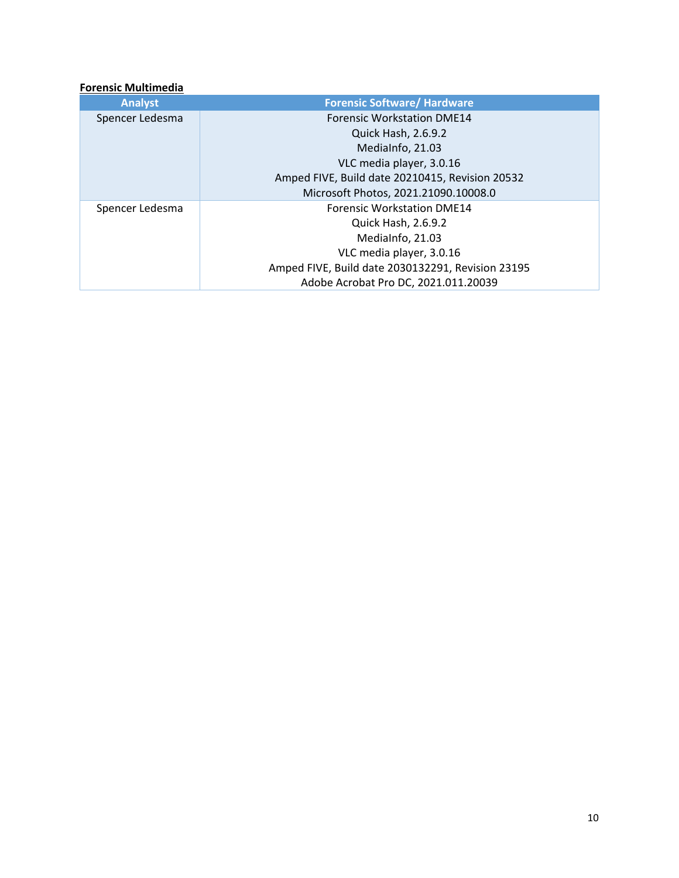**Forensic Multimedia**

| Analyst | Forensic Software/ Hardware |
| --- | --- |
| Spencer Ledesma | Forensic Workstation DME14<br>Quick Hash, 2.6.9.2<br>MediaInfo, 21.03<br>VLC media player, 3.0.16<br>Amped FIVE, Build date 20210415, Revision 20532<br>Microsoft Photos, 2021.21090.10008.0 |
| Spencer Ledesma | Forensic Workstation DME14<br>Quick Hash, 2.6.9.2<br>MediaInfo, 21.03<br>VLC media player, 3.0.16<br>Amped FIVE, Build date 2030132291, Revision 23195<br>Adobe Acrobat Pro DC, 2021.011.20039 |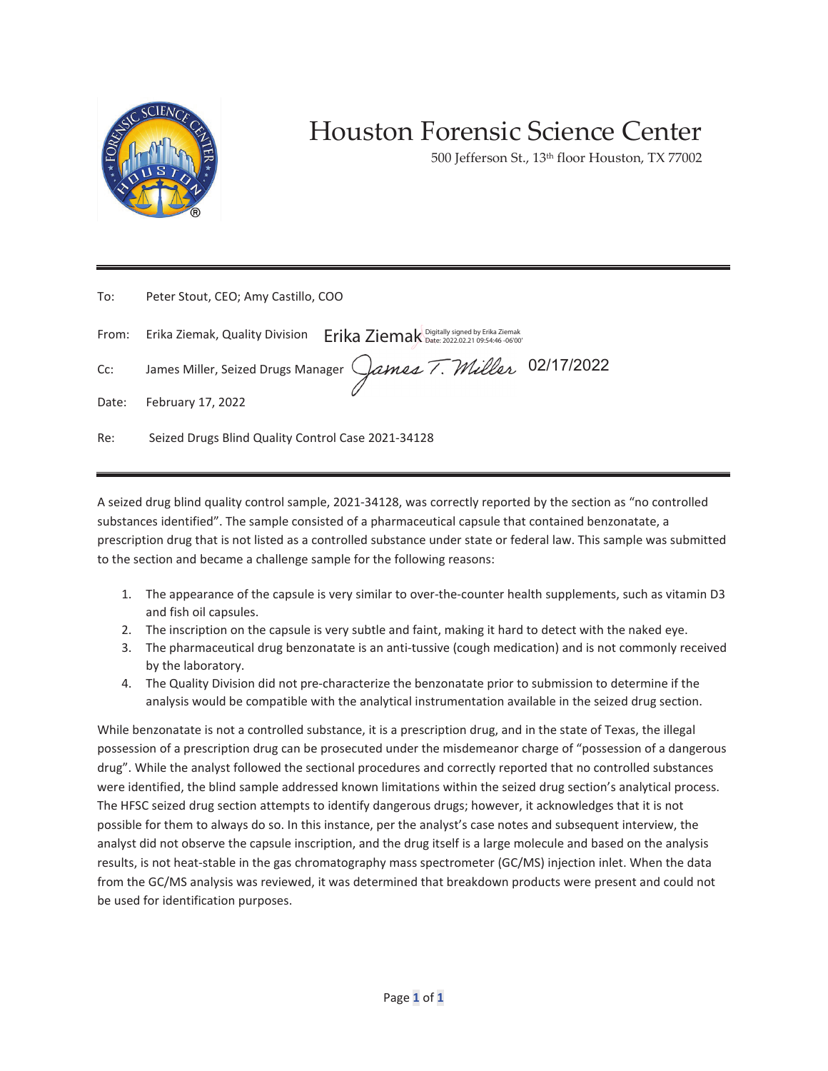# Houston Forensic Science Center

500 Jefferson St., 13th floor Houston, TX 77002

---

To: Peter Stout, CEO; Amy Castillo, COO

From: Erika Ziemak, Quality Division Erika Ziemak Digitally signed by Erika Ziemak Date: 2022.02.21 09:54:46 -06'00'

Cc: James Miller, Seized Drugs Manager James T. Miller 02/17/2022

Date: February 17, 2022

Re: Seized Drugs Blind Quality Control Case 2021-34128

---

A seized drug blind quality control sample, 2021-34128, was correctly reported by the section as "no controlled substances identified". The sample consisted of a pharmaceutical capsule that contained benzonatate, a prescription drug that is not listed as a controlled substance under state or federal law. This sample was submitted to the section and became a challenge sample for the following reasons:

1. The appearance of the capsule is very similar to over-the-counter health supplements, such as vitamin D3 and fish oil capsules.
2. The inscription on the capsule is very subtle and faint, making it hard to detect with the naked eye.
3. The pharmaceutical drug benzonatate is an anti-tussive (cough medication) and is not commonly received by the laboratory.
4. The Quality Division did not pre-characterize the benzonatate prior to submission to determine if the analysis would be compatible with the analytical instrumentation available in the seized drug section.

While benzonatate is not a controlled substance, it is a prescription drug, and in the state of Texas, the illegal possession of a prescription drug can be prosecuted under the misdemeanor charge of "possession of a dangerous drug". While the analyst followed the sectional procedures and correctly reported that no controlled substances were identified, the blind sample addressed known limitations within the seized drug section's analytical process. The HFSC seized drug section attempts to identify dangerous drugs; however, it acknowledges that it is not possible for them to always do so. In this instance, per the analyst's case notes and subsequent interview, the analyst did not observe the capsule inscription, and the drug itself is a large molecule and based on the analysis results, is not heat-stable in the gas chromatography mass spectrometer (GC/MS) injection inlet. When the data from the GC/MS analysis was reviewed, it was determined that breakdown products were present and could not be used for identification purposes.